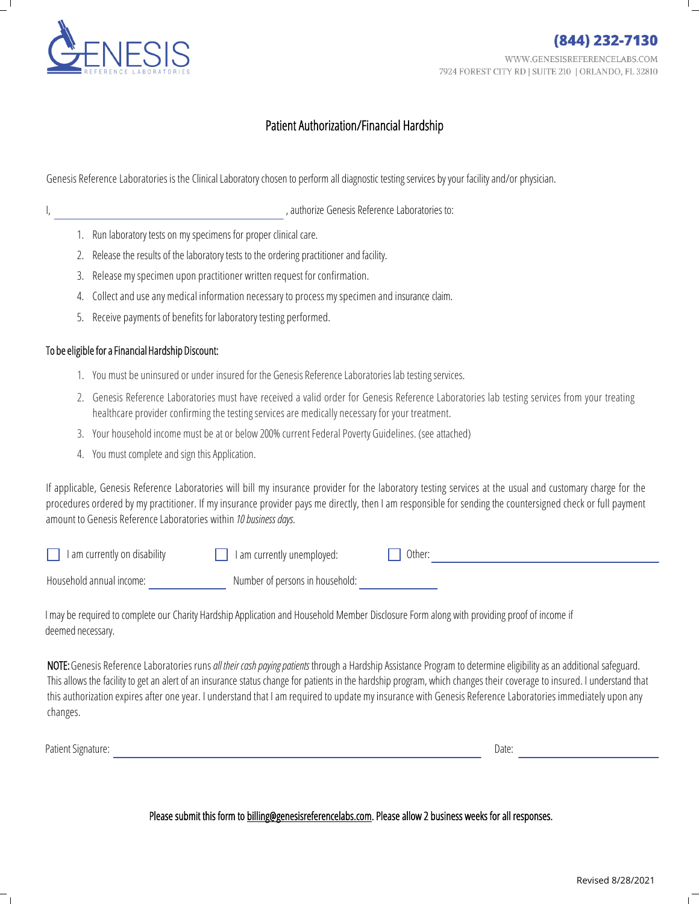**GENESIS** REFERENCE LABORATORIES

**(844) 232-7130**

WWW.GENESISREFERENCELABS.COM
7924 FOREST CITY RD | SUITE 210 | ORLANDO, FL 32810

## Patient Authorization/Financial Hardship

Genesis Reference Laboratories is the Clinical Laboratory chosen to perform all diagnostic testing services by your facility and/or physician.

I, ______________________________, authorize Genesis Reference Laboratories to:

1. Run laboratory tests on my specimens for proper clinical care.
2. Release the results of the laboratory tests to the ordering practitioner and facility.
3. Release my specimen upon practitioner written request for confirmation.
4. Collect and use any medical information necessary to process my specimen and insurance claim.
5. Receive payments of benefits for laboratory testing performed.

### To be eligible for a Financial Hardship Discount:

1. You must be uninsured or under insured for the Genesis Reference Laboratories lab testing services.
2. Genesis Reference Laboratories must have received a valid order for Genesis Reference Laboratories lab testing services from your treating healthcare provider confirming the testing services are medically necessary for your treatment.
3. Your household income must be at or below 200% current Federal Poverty Guidelines. (see attached)
4. You must complete and sign this Application.

If applicable, Genesis Reference Laboratories will bill my insurance provider for the laboratory testing services at the usual and customary charge for the procedures ordered by my practitioner. If my insurance provider pays me directly, then I am responsible for sending the countersigned check or full payment amount to Genesis Reference Laboratories within *10 business days*.

☐ I am currently on disability ☐ I am currently unemployed: ☐ Other: ______________________________

Household annual income: ______________ Number of persons in household: ______________

I may be required to complete our Charity Hardship Application and Household Member Disclosure Form along with providing proof of income if deemed necessary.

**NOTE:** Genesis Reference Laboratories runs *all their cash paying patients* through a Hardship Assistance Program to determine eligibility as an additional safeguard. This allows the facility to get an alert of an insurance status change for patients in the hardship program, which changes their coverage to insured. I understand that this authorization expires after one year. I understand that I am required to update my insurance with Genesis Reference Laboratories immediately upon any changes.

Patient Signature: ______________________________ Date: ______________

Please submit this form to billing@genesisreferencelabs.com. Please allow 2 business weeks for all responses.

Revised 8/28/2021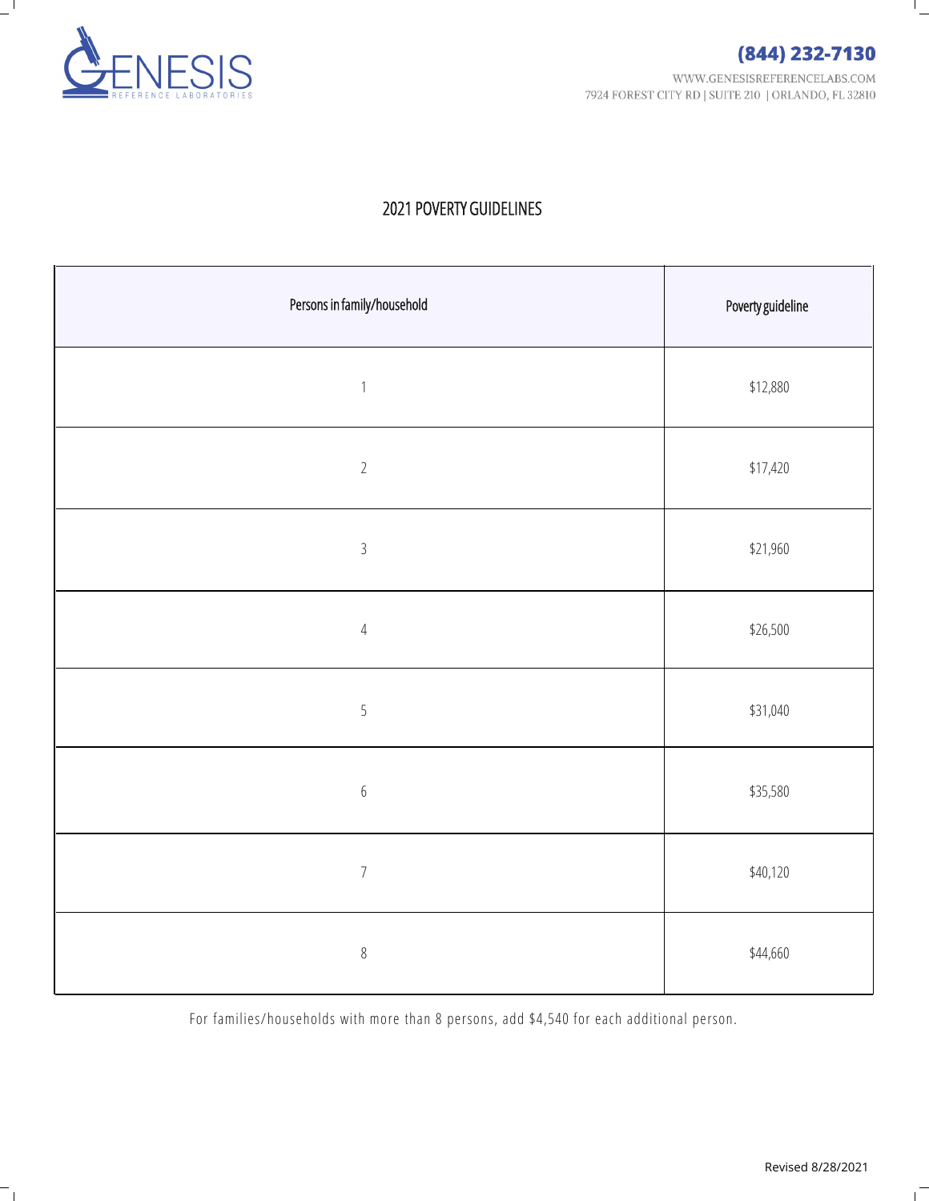GENESIS REFERENCE LABORATORIES

**(844) 232-7130**

WWW.GENESISREFERENCELABS.COM
7924 FOREST CITY RD | SUITE 210 | ORLANDO, FL 32810

## 2021 POVERTY GUIDELINES

| Persons in family/household | Poverty guideline |
|---|---|
| 1 | $12,880 |
| 2 | $17,420 |
| 3 | $21,960 |
| 4 | $26,500 |
| 5 | $31,040 |
| 6 | $35,580 |
| 7 | $40,120 |
| 8 | $44,660 |

For families/households with more than 8 persons, add $4,540 for each additional person.

Revised 8/28/2021